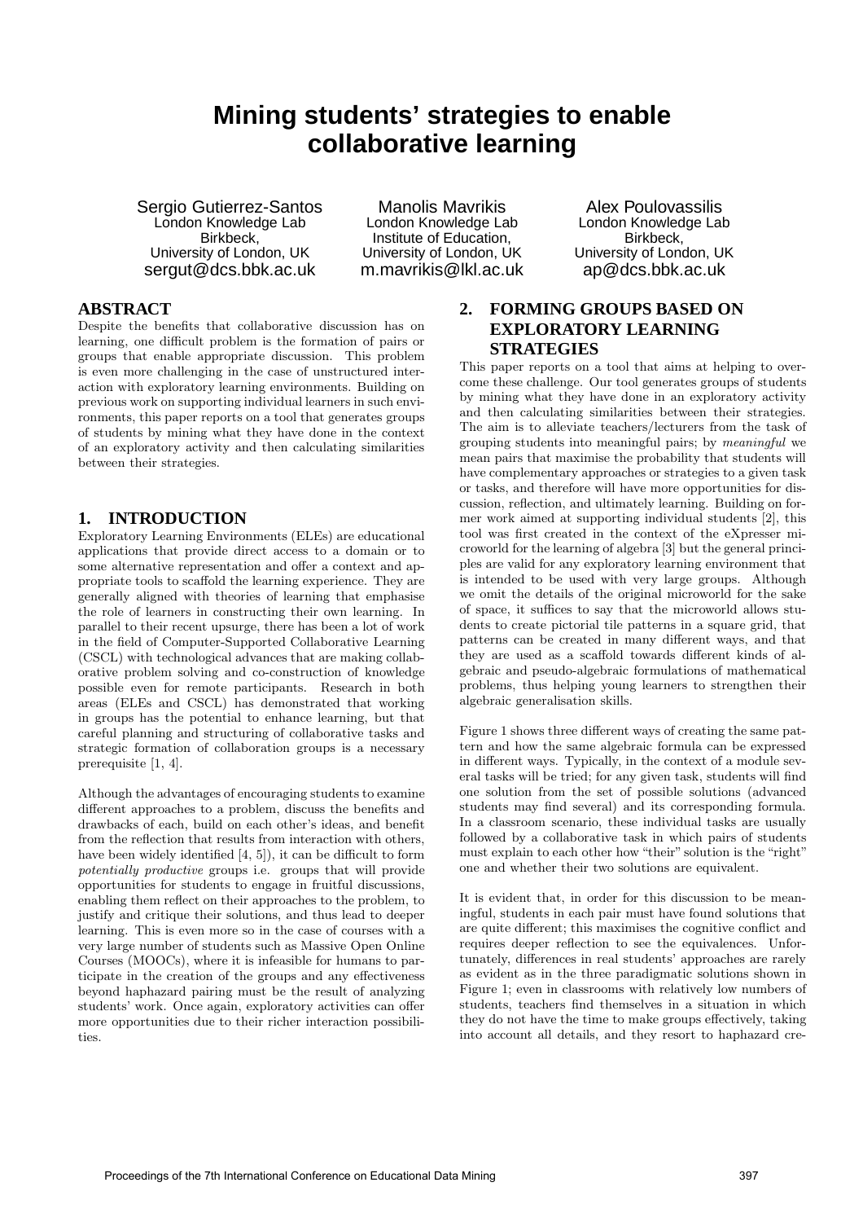# Mining students' strategies to enable collaborative learning

Sergio Gutierrez-Santos
London Knowledge Lab
Birkbeck,
University of London, UK
sergut@dcs.bbk.ac.uk

Manolis Mavrikis
London Knowledge Lab
Institute of Education,
University of London, UK
m.mavrikis@lkl.ac.uk

Alex Poulovassilis
London Knowledge Lab
Birkbeck,
University of London, UK
ap@dcs.bbk.ac.uk

## ABSTRACT

Despite the benefits that collaborative discussion has on learning, one difficult problem is the formation of pairs or groups that enable appropriate discussion. This problem is even more challenging in the case of unstructured interaction with exploratory learning environments. Building on previous work on supporting individual learners in such environments, this paper reports on a tool that generates groups of students by mining what they have done in the context of an exploratory activity and then calculating similarities between their strategies.

## 1. INTRODUCTION

Exploratory Learning Environments (ELEs) are educational applications that provide direct access to a domain or to some alternative representation and offer a context and appropriate tools to scaffold the learning experience. They are generally aligned with theories of learning that emphasise the role of learners in constructing their own learning. In parallel to their recent upsurge, there has been a lot of work in the field of Computer-Supported Collaborative Learning (CSCL) with technological advances that are making collaborative problem solving and co-construction of knowledge possible even for remote participants. Research in both areas (ELEs and CSCL) has demonstrated that working in groups has the potential to enhance learning, but that careful planning and structuring of collaborative tasks and strategic formation of collaboration groups is a necessary prerequisite [1, 4].

Although the advantages of encouraging students to examine different approaches to a problem, discuss the benefits and drawbacks of each, build on each other's ideas, and benefit from the reflection that results from interaction with others, have been widely identified [4, 5]), it can be difficult to form *potentially productive* groups i.e. groups that will provide opportunities for students to engage in fruitful discussions, enabling them reflect on their approaches to the problem, to justify and critique their solutions, and thus lead to deeper learning. This is even more so in the case of courses with a very large number of students such as Massive Open Online Courses (MOOCs), where it is infeasible for humans to participate in the creation of the groups and any effectiveness beyond haphazard pairing must be the result of analyzing students' work. Once again, exploratory activities can offer more opportunities due to their richer interaction possibilities.

## 2. FORMING GROUPS BASED ON EXPLORATORY LEARNING STRATEGIES

This paper reports on a tool that aims at helping to overcome these challenge. Our tool generates groups of students by mining what they have done in an exploratory activity and then calculating similarities between their strategies. The aim is to alleviate teachers/lecturers from the task of grouping students into meaningful pairs; by *meaningful* we mean pairs that maximise the probability that students will have complementary approaches or strategies to a given task or tasks, and therefore will have more opportunities for discussion, reflection, and ultimately learning. Building on former work aimed at supporting individual students [2], this tool was first created in the context of the eXpresser microworld for the learning of algebra [3] but the general principles are valid for any exploratory learning environment that is intended to be used with very large groups. Although we omit the details of the original microworld for the sake of space, it suffices to say that the microworld allows students to create pictorial tile patterns in a square grid, that patterns can be created in many different ways, and that they are used as a scaffold towards different kinds of algebraic and pseudo-algebraic formulations of mathematical problems, thus helping young learners to strengthen their algebraic generalisation skills.

Figure 1 shows three different ways of creating the same pattern and how the same algebraic formula can be expressed in different ways. Typically, in the context of a module several tasks will be tried; for any given task, students will find one solution from the set of possible solutions (advanced students may find several) and its corresponding formula. In a classroom scenario, these individual tasks are usually followed by a collaborative task in which pairs of students must explain to each other how "their" solution is the "right" one and whether their two solutions are equivalent.

It is evident that, in order for this discussion to be meaningful, students in each pair must have found solutions that are quite different; this maximises the cognitive conflict and requires deeper reflection to see the equivalences. Unfortunately, differences in real students' approaches are rarely as evident as in the three paradigmatic solutions shown in Figure 1; even in classrooms with relatively low numbers of students, teachers find themselves in a situation in which they do not have the time to make groups effectively, taking into account all details, and they resort to haphazard cre-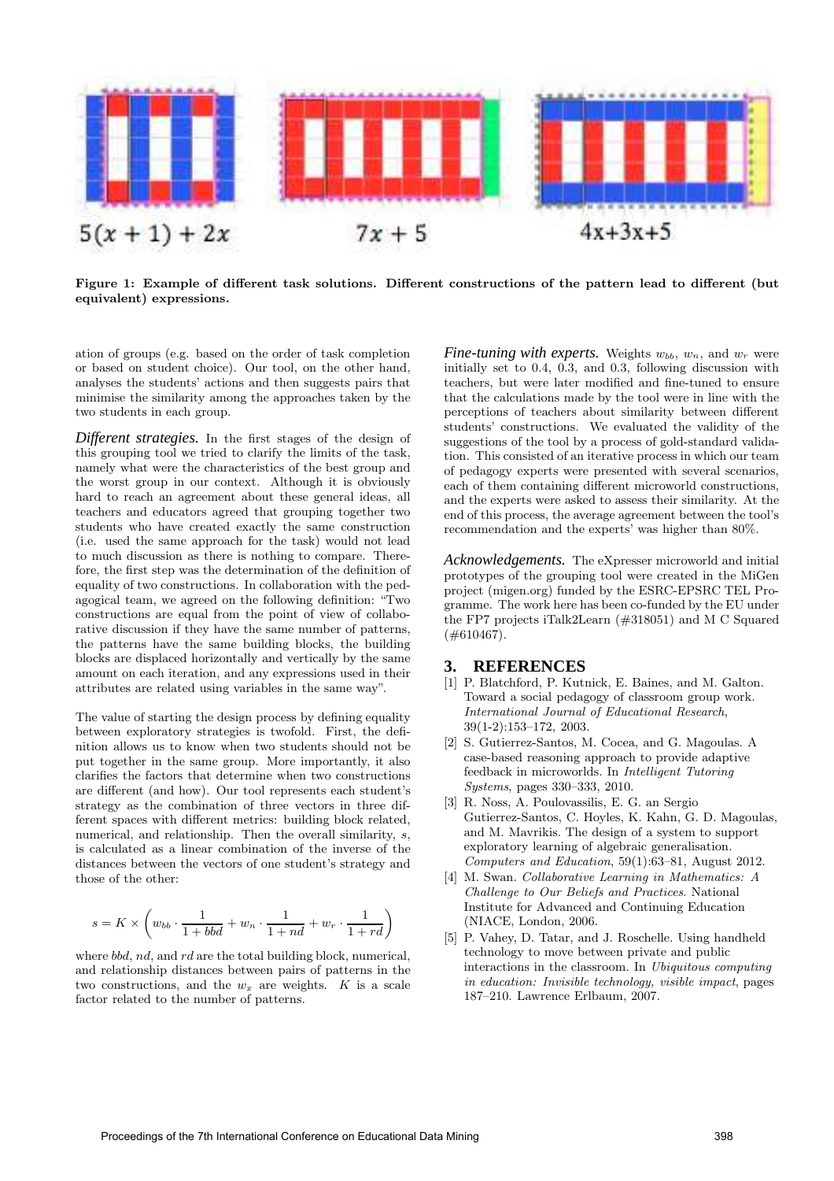$5(x+1)+2x$

$7x+5$

$4x+3x+5$

**Figure 1: Example of different task solutions. Different constructions of the pattern lead to different (but equivalent) expressions.**

ation of groups (e.g. based on the order of task completion or based on student choice). Our tool, on the other hand, analyses the students' actions and then suggests pairs that minimise the similarity among the approaches taken by the two students in each group.

***Different strategies.*** In the first stages of the design of this grouping tool we tried to clarify the limits of the task, namely what were the characteristics of the best group and the worst group in our context. Although it is obviously hard to reach an agreement about these general ideas, all teachers and educators agreed that grouping together two students who have created exactly the same construction (i.e. used the same approach for the task) would not lead to much discussion as there is nothing to compare. Therefore, the first step was the determination of the definition of equality of two constructions. In collaboration with the pedagogical team, we agreed on the following definition: "Two constructions are equal from the point of view of collaborative discussion if they have the same number of patterns, the patterns have the same building blocks, the building blocks are displaced horizontally and vertically by the same amount on each iteration, and any expressions used in their attributes are related using variables in the same way".

The value of starting the design process by defining equality between exploratory strategies is twofold. First, the definition allows us to know when two students should not be put together in the same group. More importantly, it also clarifies the factors that determine when two constructions are different (and how). Our tool represents each student's strategy as the combination of three vectors in three different spaces with different metrics: building block related, numerical, and relationship. Then the overall similarity, $s$, is calculated as a linear combination of the inverse of the distances between the vectors of one student's strategy and those of the other:

$$s = K \times \left( w_{bb} \cdot \frac{1}{1 + bbd} + w_n \cdot \frac{1}{1 + nd} + w_r \cdot \frac{1}{1 + rd} \right)$$

where $bbd$, $nd$, and $rd$ are the total building block, numerical, and relationship distances between pairs of patterns in the two constructions, and the $w_x$ are weights. $K$ is a scale factor related to the number of patterns.

***Fine-tuning with experts.*** Weights $w_{bb}$, $w_n$, and $w_r$ were initially set to 0.4, 0.3, and 0.3, following discussion with teachers, but were later modified and fine-tuned to ensure that the calculations made by the tool were in line with the perceptions of teachers about similarity between different students' constructions. We evaluated the validity of the suggestions of the tool by a process of gold-standard validation. This consisted of an iterative process in which our team of pedagogy experts were presented with several scenarios, each of them containing different microworld constructions, and the experts were asked to assess their similarity. At the end of this process, the average agreement between the tool's recommendation and the experts' was higher than 80%.

***Acknowledgements.*** The eXpresser microworld and initial prototypes of the grouping tool were created in the MiGen project (migen.org) funded by the ESRC-EPSRC TEL Programme. The work here has been co-funded by the EU under the FP7 projects iTalk2Learn (#318051) and M C Squared (#610467).

## 3. REFERENCES

[1] P. Blatchford, P. Kutnick, E. Baines, and M. Galton. Toward a social pedagogy of classroom group work. *International Journal of Educational Research*, 39(1-2):153–172, 2003.

[2] S. Gutierrez-Santos, M. Cocea, and G. Magoulas. A case-based reasoning approach to provide adaptive feedback in microworlds. In *Intelligent Tutoring Systems*, pages 330–333, 2010.

[3] R. Noss, A. Poulovassilis, E. G. an Sergio Gutierrez-Santos, C. Hoyles, K. Kahn, G. D. Magoulas, and M. Mavrikis. The design of a system to support exploratory learning of algebraic generalisation. *Computers and Education*, 59(1):63–81, August 2012.

[4] M. Swan. *Collaborative Learning in Mathematics: A Challenge to Our Beliefs and Practices*. National Institute for Advanced and Continuing Education (NIACE, London, 2006.

[5] P. Vahey, D. Tatar, and J. Roschelle. Using handheld technology to move between private and public interactions in the classroom. In *Ubiquitous computing in education: Invisible technology, visible impact*, pages 187–210. Lawrence Erlbaum, 2007.